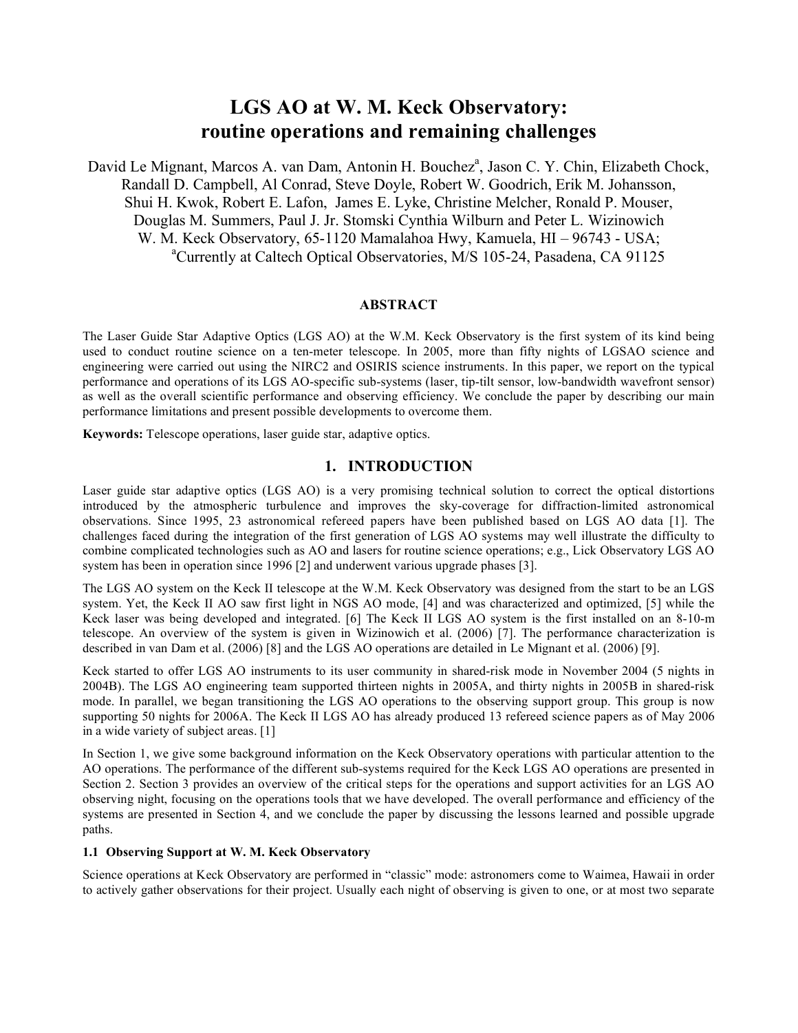# LGS AO at W. M. Keck Observatory: routine operations and remaining challenges

David Le Mignant, Marcos A. van Dam, Antonin H. Bouchez[a], Jason C. Y. Chin, Elizabeth Chock, Randall D. Campbell, Al Conrad, Steve Doyle, Robert W. Goodrich, Erik M. Johansson, Shui H. Kwok, Robert E. Lafon, James E. Lyke, Christine Melcher, Ronald P. Mouser, Douglas M. Summers, Paul J. Jr. Stomski Cynthia Wilburn and Peter L. Wizinowich
W. M. Keck Observatory, 65-1120 Mamalahoa Hwy, Kamuela, HI – 96743 - USA;
[a]Currently at Caltech Optical Observatories, M/S 105-24, Pasadena, CA 91125

## ABSTRACT

The Laser Guide Star Adaptive Optics (LGS AO) at the W.M. Keck Observatory is the first system of its kind being used to conduct routine science on a ten-meter telescope. In 2005, more than fifty nights of LGSAO science and engineering were carried out using the NIRC2 and OSIRIS science instruments. In this paper, we report on the typical performance and operations of its LGS AO-specific sub-systems (laser, tip-tilt sensor, low-bandwidth wavefront sensor) as well as the overall scientific performance and observing efficiency. We conclude the paper by describing our main performance limitations and present possible developments to overcome them.

**Keywords:** Telescope operations, laser guide star, adaptive optics.

## 1. INTRODUCTION

Laser guide star adaptive optics (LGS AO) is a very promising technical solution to correct the optical distortions introduced by the atmospheric turbulence and improves the sky-coverage for diffraction-limited astronomical observations. Since 1995, 23 astronomical refereed papers have been published based on LGS AO data [1]. The challenges faced during the integration of the first generation of LGS AO systems may well illustrate the difficulty to combine complicated technologies such as AO and lasers for routine science operations; e.g., Lick Observatory LGS AO system has been in operation since 1996 [2] and underwent various upgrade phases [3].

The LGS AO system on the Keck II telescope at the W.M. Keck Observatory was designed from the start to be an LGS system. Yet, the Keck II AO saw first light in NGS AO mode, [4] and was characterized and optimized, [5] while the Keck laser was being developed and integrated. [6] The Keck II LGS AO system is the first installed on an 8-10-m telescope. An overview of the system is given in Wizinowich et al. (2006) [7]. The performance characterization is described in van Dam et al. (2006) [8] and the LGS AO operations are detailed in Le Mignant et al. (2006) [9].

Keck started to offer LGS AO instruments to its user community in shared-risk mode in November 2004 (5 nights in 2004B). The LGS AO engineering team supported thirteen nights in 2005A, and thirty nights in 2005B in shared-risk mode. In parallel, we began transitioning the LGS AO operations to the observing support group. This group is now supporting 50 nights for 2006A. The Keck II LGS AO has already produced 13 refereed science papers as of May 2006 in a wide variety of subject areas. [1]

In Section 1, we give some background information on the Keck Observatory operations with particular attention to the AO operations. The performance of the different sub-systems required for the Keck LGS AO operations are presented in Section 2. Section 3 provides an overview of the critical steps for the operations and support activities for an LGS AO observing night, focusing on the operations tools that we have developed. The overall performance and efficiency of the systems are presented in Section 4, and we conclude the paper by discussing the lessons learned and possible upgrade paths.

### 1.1 Observing Support at W. M. Keck Observatory

Science operations at Keck Observatory are performed in "classic" mode: astronomers come to Waimea, Hawaii in order to actively gather observations for their project. Usually each night of observing is given to one, or at most two separate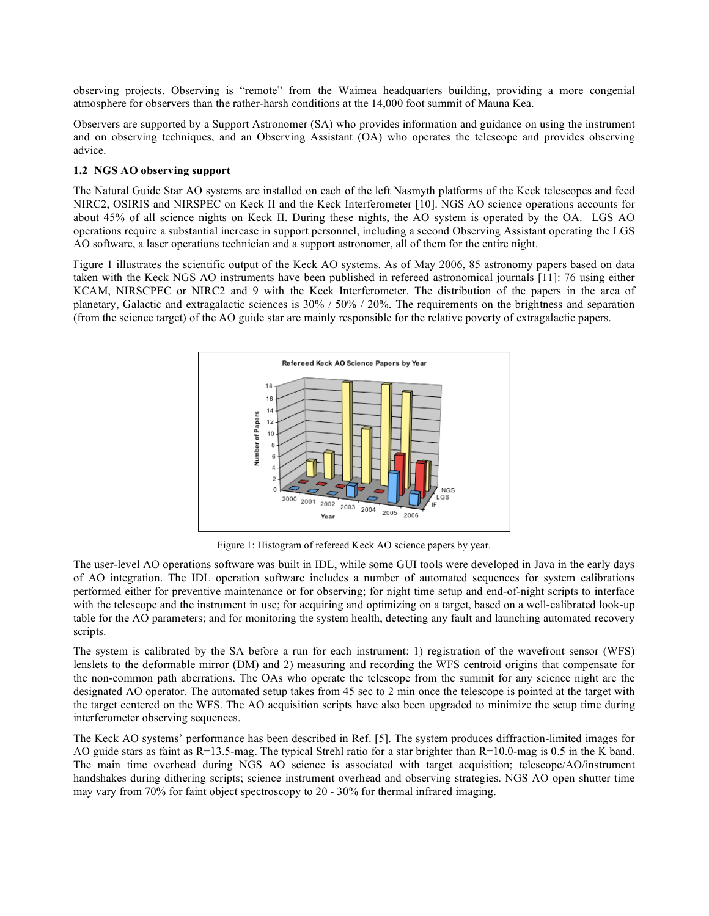observing projects. Observing is "remote" from the Waimea headquarters building, providing a more congenial atmosphere for observers than the rather-harsh conditions at the 14,000 foot summit of Mauna Kea.

Observers are supported by a Support Astronomer (SA) who provides information and guidance on using the instrument and on observing techniques, and an Observing Assistant (OA) who operates the telescope and provides observing advice.

### 1.2 NGS AO observing support

The Natural Guide Star AO systems are installed on each of the left Nasmyth platforms of the Keck telescopes and feed NIRC2, OSIRIS and NIRSPEC on Keck II and the Keck Interferometer [10]. NGS AO science operations accounts for about 45% of all science nights on Keck II. During these nights, the AO system is operated by the OA. LGS AO operations require a substantial increase in support personnel, including a second Observing Assistant operating the LGS AO software, a laser operations technician and a support astronomer, all of them for the entire night.

Figure 1 illustrates the scientific output of the Keck AO systems. As of May 2006, 85 astronomy papers based on data taken with the Keck NGS AO instruments have been published in refereed astronomical journals [11]: 76 using either KCAM, NIRSCPEC or NIRC2 and 9 with the Keck Interferometer. The distribution of the papers in the area of planetary, Galactic and extragalactic sciences is 30% / 50% / 20%. The requirements on the brightness and separation (from the science target) of the AO guide star are mainly responsible for the relative poverty of extragalactic papers.

Figure 1: Histogram of refereed Keck AO science papers by year.

The user-level AO operations software was built in IDL, while some GUI tools were developed in Java in the early days of AO integration. The IDL operation software includes a number of automated sequences for system calibrations performed either for preventive maintenance or for observing; for night time setup and end-of-night scripts to interface with the telescope and the instrument in use; for acquiring and optimizing on a target, based on a well-calibrated look-up table for the AO parameters; and for monitoring the system health, detecting any fault and launching automated recovery scripts.

The system is calibrated by the SA before a run for each instrument: 1) registration of the wavefront sensor (WFS) lenslets to the deformable mirror (DM) and 2) measuring and recording the WFS centroid origins that compensate for the non-common path aberrations. The OAs who operate the telescope from the summit for any science night are the designated AO operator. The automated setup takes from 45 sec to 2 min once the telescope is pointed at the target with the target centered on the WFS. The AO acquisition scripts have also been upgraded to minimize the setup time during interferometer observing sequences.

The Keck AO systems' performance has been described in Ref. [5]. The system produces diffraction-limited images for AO guide stars as faint as R=13.5-mag. The typical Strehl ratio for a star brighter than R=10.0-mag is 0.5 in the K band. The main time overhead during NGS AO science is associated with target acquisition; telescope/AO/instrument handshakes during dithering scripts; science instrument overhead and observing strategies. NGS AO open shutter time may vary from 70% for faint object spectroscopy to 20 - 30% for thermal infrared imaging.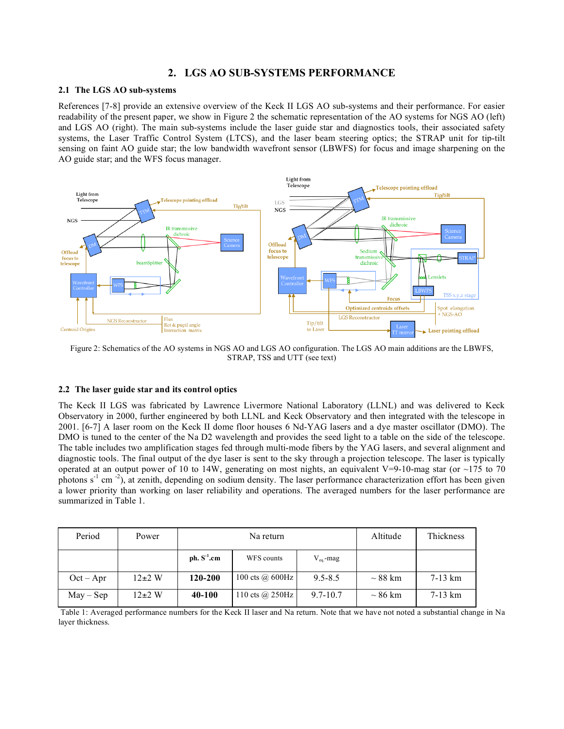## 2. LGS AO SUB-SYSTEMS PERFORMANCE

### 2.1 The LGS AO sub-systems

References [7-8] provide an extensive overview of the Keck II LGS AO sub-systems and their performance. For easier readability of the present paper, we show in Figure 2 the schematic representation of the AO systems for NGS AO (left) and LGS AO (right). The main sub-systems include the laser guide star and diagnostics tools, their associated safety systems, the Laser Traffic Control System (LTCS), and the laser beam steering optics; the STRAP unit for tip-tilt sensing on faint AO guide star; the low bandwidth wavefront sensor (LBWFS) for focus and image sharpening on the AO guide star; and the WFS focus manager.

Figure 2: Schematics of the AO systems in NGS AO and LGS AO configuration. The LGS AO main additions are the LBWFS, STRAP, TSS and UTT (see text)

### 2.2 The laser guide star and its control optics

The Keck II LGS was fabricated by Lawrence Livermore National Laboratory (LLNL) and was delivered to Keck Observatory in 2000, further engineered by both LLNL and Keck Observatory and then integrated with the telescope in 2001. [6-7] A laser room on the Keck II dome floor houses 6 Nd-YAG lasers and a dye master oscillator (DMO). The DMO is tuned to the center of the Na D2 wavelength and provides the seed light to a table on the side of the telescope. The table includes two amplification stages fed through multi-mode fibers by the YAG lasers, and several alignment and diagnostic tools. The final output of the dye laser is sent to the sky through a projection telescope. The laser is typically operated at an output power of 10 to 14W, generating on most nights, an equivalent V=9-10-mag star (or ~175 to 70 photons $s^{-1}$ $cm^{-2}$), at zenith, depending on sodium density. The laser performance characterization effort has been given a lower priority than working on laser reliability and operations. The averaged numbers for the laser performance are summarized in Table 1.

| Period | Power | Na return | | | Altitude | Thickness |
|---|---|---|---|---|---|---|
| | | **ph. $S^{-1}$.cm** | WFS counts | $V_{eq}$-mag | | |
| Oct – Apr | 12±2 W | **120-200** | 100 cts @ 600Hz | 9.5-8.5 | ~ 88 km | 7-13 km |
| May – Sep | 12±2 W | **40-100** | 110 cts @ 250Hz | 9.7-10.7 | ~ 86 km | 7-13 km |

Table 1: Averaged performance numbers for the Keck II laser and Na return. Note that we have not noted a substantial change in Na layer thickness.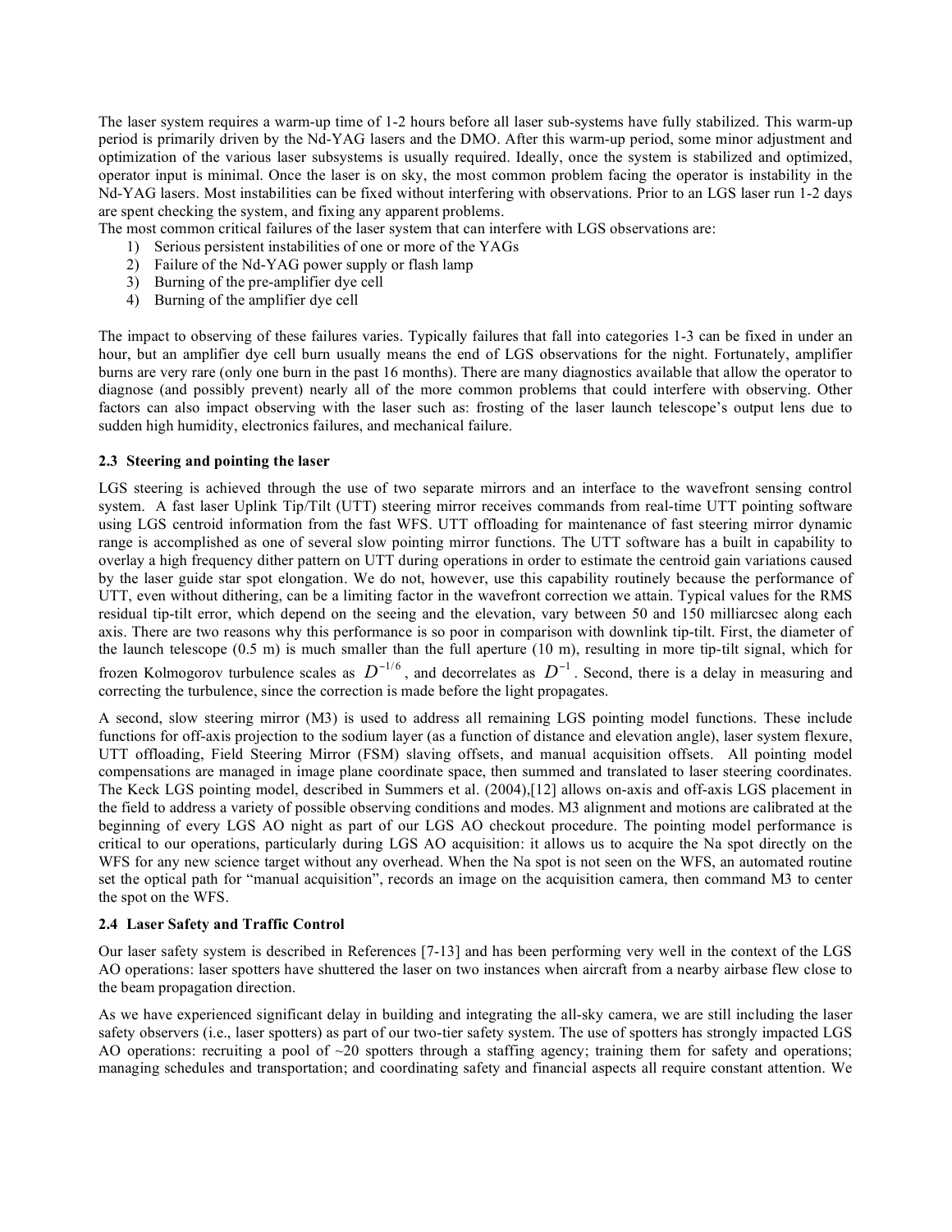The laser system requires a warm-up time of 1-2 hours before all laser sub-systems have fully stabilized. This warm-up period is primarily driven by the Nd-YAG lasers and the DMO. After this warm-up period, some minor adjustment and optimization of the various laser subsystems is usually required. Ideally, once the system is stabilized and optimized, operator input is minimal. Once the laser is on sky, the most common problem facing the operator is instability in the Nd-YAG lasers. Most instabilities can be fixed without interfering with observations. Prior to an LGS laser run 1-2 days are spent checking the system, and fixing any apparent problems.

The most common critical failures of the laser system that can interfere with LGS observations are:

1) Serious persistent instabilities of one or more of the YAGs
2) Failure of the Nd-YAG power supply or flash lamp
3) Burning of the pre-amplifier dye cell
4) Burning of the amplifier dye cell

The impact to observing of these failures varies. Typically failures that fall into categories 1-3 can be fixed in under an hour, but an amplifier dye cell burn usually means the end of LGS observations for the night. Fortunately, amplifier burns are very rare (only one burn in the past 16 months). There are many diagnostics available that allow the operator to diagnose (and possibly prevent) nearly all of the more common problems that could interfere with observing. Other factors can also impact observing with the laser such as: frosting of the laser launch telescope's output lens due to sudden high humidity, electronics failures, and mechanical failure.

### 2.3 Steering and pointing the laser

LGS steering is achieved through the use of two separate mirrors and an interface to the wavefront sensing control system. A fast laser Uplink Tip/Tilt (UTT) steering mirror receives commands from real-time UTT pointing software using LGS centroid information from the fast WFS. UTT offloading for maintenance of fast steering mirror dynamic range is accomplished as one of several slow pointing mirror functions. The UTT software has a built in capability to overlay a high frequency dither pattern on UTT during operations in order to estimate the centroid gain variations caused by the laser guide star spot elongation. We do not, however, use this capability routinely because the performance of UTT, even without dithering, can be a limiting factor in the wavefront correction we attain. Typical values for the RMS residual tip-tilt error, which depend on the seeing and the elevation, vary between 50 and 150 milliarcsec along each axis. There are two reasons why this performance is so poor in comparison with downlink tip-tilt. First, the diameter of the launch telescope (0.5 m) is much smaller than the full aperture (10 m), resulting in more tip-tilt signal, which for frozen Kolmogorov turbulence scales as $D^{-1/6}$, and decorrelates as $D^{-1}$. Second, there is a delay in measuring and correcting the turbulence, since the correction is made before the light propagates.

A second, slow steering mirror (M3) is used to address all remaining LGS pointing model functions. These include functions for off-axis projection to the sodium layer (as a function of distance and elevation angle), laser system flexure, UTT offloading, Field Steering Mirror (FSM) slaving offsets, and manual acquisition offsets. All pointing model compensations are managed in image plane coordinate space, then summed and translated to laser steering coordinates. The Keck LGS pointing model, described in Summers et al. (2004),[12] allows on-axis and off-axis LGS placement in the field to address a variety of possible observing conditions and modes. M3 alignment and motions are calibrated at the beginning of every LGS AO night as part of our LGS AO checkout procedure. The pointing model performance is critical to our operations, particularly during LGS AO acquisition: it allows us to acquire the Na spot directly on the WFS for any new science target without any overhead. When the Na spot is not seen on the WFS, an automated routine set the optical path for "manual acquisition", records an image on the acquisition camera, then command M3 to center the spot on the WFS.

### 2.4 Laser Safety and Traffic Control

Our laser safety system is described in References [7-13] and has been performing very well in the context of the LGS AO operations: laser spotters have shuttered the laser on two instances when aircraft from a nearby airbase flew close to the beam propagation direction.

As we have experienced significant delay in building and integrating the all-sky camera, we are still including the laser safety observers (i.e., laser spotters) as part of our two-tier safety system. The use of spotters has strongly impacted LGS AO operations: recruiting a pool of ~20 spotters through a staffing agency; training them for safety and operations; managing schedules and transportation; and coordinating safety and financial aspects all require constant attention. We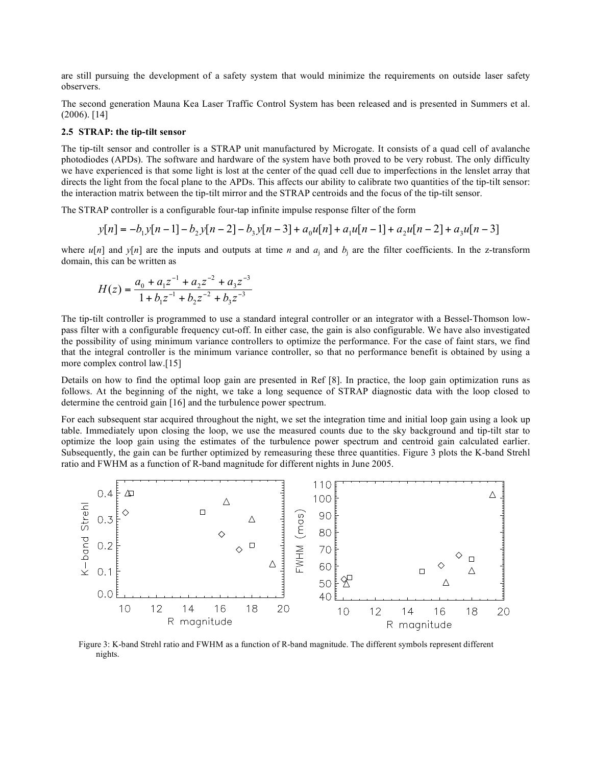are still pursuing the development of a safety system that would minimize the requirements on outside laser safety observers.

The second generation Mauna Kea Laser Traffic Control System has been released and is presented in Summers et al. (2006). [14]

### 2.5 STRAP: the tip-tilt sensor

The tip-tilt sensor and controller is a STRAP unit manufactured by Microgate. It consists of a quad cell of avalanche photodiodes (APDs). The software and hardware of the system have both proved to be very robust. The only difficulty we have experienced is that some light is lost at the center of the quad cell due to imperfections in the lenslet array that directs the light from the focal plane to the APDs. This affects our ability to calibrate two quantities of the tip-tilt sensor: the interaction matrix between the tip-tilt mirror and the STRAP centroids and the focus of the tip-tilt sensor.

The STRAP controller is a configurable four-tap infinite impulse response filter of the form

$$y[n] = -b_1 y[n-1] - b_2 y[n-2] - b_3 y[n-3] + a_0 u[n] + a_1 u[n-1] + a_2 u[n-2] + a_3 u[n-3]$$

where $u[n]$ and $y[n]$ are the inputs and outputs at time $n$ and $a_j$ and $b_j$ are the filter coefficients. In the $z$-transform domain, this can be written as

$$H(z) = \frac{a_0 + a_1 z^{-1} + a_2 z^{-2} + a_3 z^{-3}}{1 + b_1 z^{-1} + b_2 z^{-2} + b_3 z^{-3}}$$

The tip-tilt controller is programmed to use a standard integral controller or an integrator with a Bessel-Thomson low-pass filter with a configurable frequency cut-off. In either case, the gain is also configurable. We have also investigated the possibility of using minimum variance controllers to optimize the performance. For the case of faint stars, we find that the integral controller is the minimum variance controller, so that no performance benefit is obtained by using a more complex control law.[15]

Details on how to find the optimal loop gain are presented in Ref [8]. In practice, the loop gain optimization runs as follows. At the beginning of the night, we take a long sequence of STRAP diagnostic data with the loop closed to determine the centroid gain [16] and the turbulence power spectrum.

For each subsequent star acquired throughout the night, we set the integration time and initial loop gain using a look up table. Immediately upon closing the loop, we use the measured counts due to the sky background and tip-tilt star to optimize the loop gain using the estimates of the turbulence power spectrum and centroid gain calculated earlier. Subsequently, the gain can be further optimized by remeasuring these three quantities. Figure 3 plots the K-band Strehl ratio and FWHM as a function of R-band magnitude for different nights in June 2005.

Figure 3: K-band Strehl ratio and FWHM as a function of R-band magnitude. The different symbols represent different nights.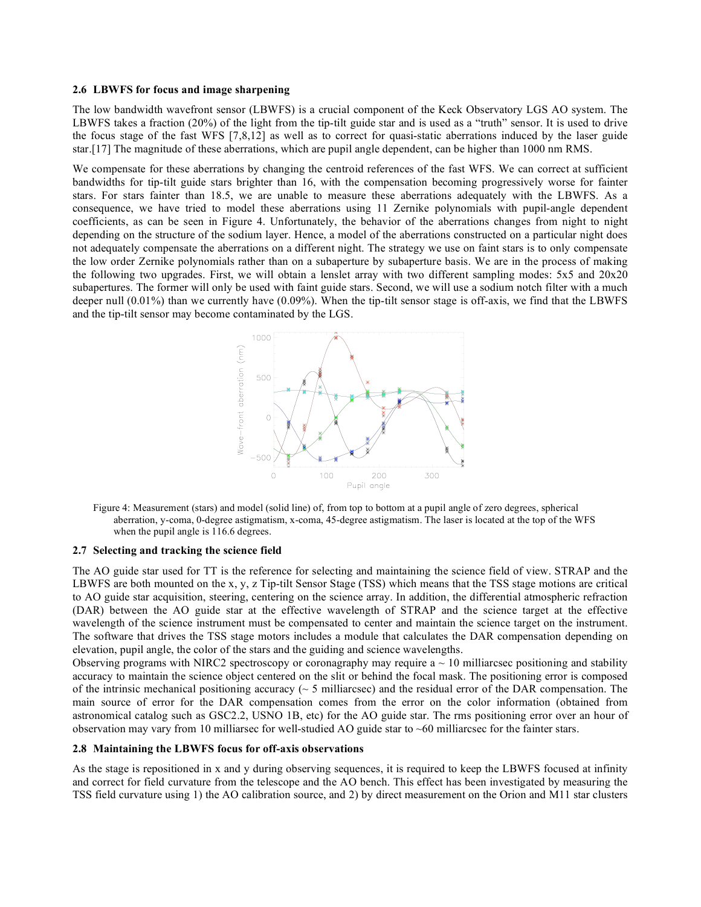### 2.6 LBWFS for focus and image sharpening

The low bandwidth wavefront sensor (LBWFS) is a crucial component of the Keck Observatory LGS AO system. The LBWFS takes a fraction (20%) of the light from the tip-tilt guide star and is used as a "truth" sensor. It is used to drive the focus stage of the fast WFS [7,8,12] as well as to correct for quasi-static aberrations induced by the laser guide star.[17] The magnitude of these aberrations, which are pupil angle dependent, can be higher than 1000 nm RMS.

We compensate for these aberrations by changing the centroid references of the fast WFS. We can correct at sufficient bandwidths for tip-tilt guide stars brighter than 16, with the compensation becoming progressively worse for fainter stars. For stars fainter than 18.5, we are unable to measure these aberrations adequately with the LBWFS. As a consequence, we have tried to model these aberrations using 11 Zernike polynomials with pupil-angle dependent coefficients, as can be seen in Figure 4. Unfortunately, the behavior of the aberrations changes from night to night depending on the structure of the sodium layer. Hence, a model of the aberrations constructed on a particular night does not adequately compensate the aberrations on a different night. The strategy we use on faint stars is to only compensate the low order Zernike polynomials rather than on a subaperture by subaperture basis. We are in the process of making the following two upgrades. First, we will obtain a lenslet array with two different sampling modes: 5x5 and 20x20 subapertures. The former will only be used with faint guide stars. Second, we will use a sodium notch filter with a much deeper null (0.01%) than we currently have (0.09%). When the tip-tilt sensor stage is off-axis, we find that the LBWFS and the tip-tilt sensor may become contaminated by the LGS.

Figure 4: Measurement (stars) and model (solid line) of, from top to bottom at a pupil angle of zero degrees, spherical aberration, y-coma, 0-degree astigmatism, x-coma, 45-degree astigmatism. The laser is located at the top of the WFS when the pupil angle is 116.6 degrees.

### 2.7 Selecting and tracking the science field

The AO guide star used for TT is the reference for selecting and maintaining the science field of view. STRAP and the LBWFS are both mounted on the x, y, z Tip-tilt Sensor Stage (TSS) which means that the TSS stage motions are critical to AO guide star acquisition, steering, centering on the science array. In addition, the differential atmospheric refraction (DAR) between the AO guide star at the effective wavelength of STRAP and the science target at the effective wavelength of the science instrument must be compensated to center and maintain the science target on the instrument. The software that drives the TSS stage motors includes a module that calculates the DAR compensation depending on elevation, pupil angle, the color of the stars and the guiding and science wavelengths.

Observing programs with NIRC2 spectroscopy or coronagraphy may require a ~ 10 milliarcsec positioning and stability accuracy to maintain the science object centered on the slit or behind the focal mask. The positioning error is composed of the intrinsic mechanical positioning accuracy (~ 5 milliarcsec) and the residual error of the DAR compensation. The main source of error for the DAR compensation comes from the error on the color information (obtained from astronomical catalog such as GSC2.2, USNO 1B, etc) for the AO guide star. The rms positioning error over an hour of observation may vary from 10 milliarsec for well-studied AO guide star to ~60 milliarcsec for the fainter stars.

### 2.8 Maintaining the LBWFS focus for off-axis observations

As the stage is repositioned in x and y during observing sequences, it is required to keep the LBWFS focused at infinity and correct for field curvature from the telescope and the AO bench. This effect has been investigated by measuring the TSS field curvature using 1) the AO calibration source, and 2) by direct measurement on the Orion and M11 star clusters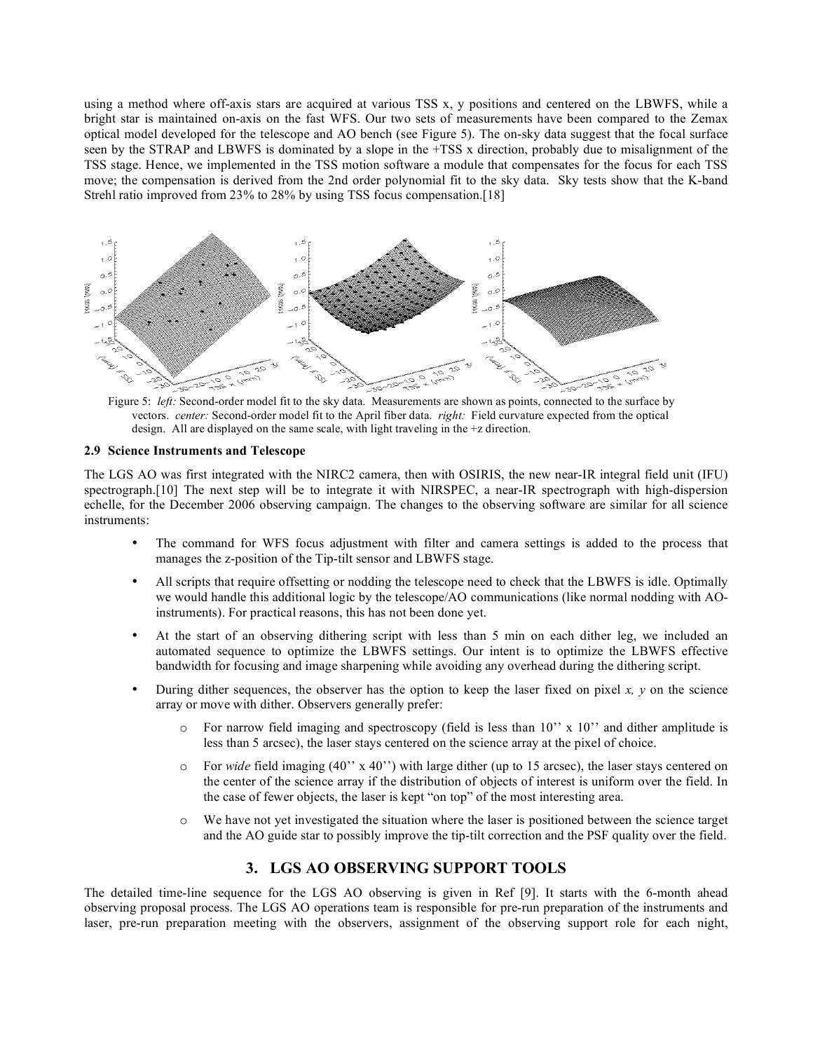using a method where off-axis stars are acquired at various TSS x, y positions and centered on the LBWFS, while a bright star is maintained on-axis on the fast WFS. Our two sets of measurements have been compared to the Zemax optical model developed for the telescope and AO bench (see Figure 5). The on-sky data suggest that the focal surface seen by the STRAP and LBWFS is dominated by a slope in the +TSS x direction, probably due to misalignment of the TSS stage. Hence, we implemented in the TSS motion software a module that compensates for the focus for each TSS move; the compensation is derived from the 2nd order polynomial fit to the sky data. Sky tests show that the K-band Strehl ratio improved from 23% to 28% by using TSS focus compensation.[18]

Figure 5: *left:* Second-order model fit to the sky data. Measurements are shown as points, connected to the surface by vectors. *center:* Second-order model fit to the April fiber data. *right:* Field curvature expected from the optical design. All are displayed on the same scale, with light traveling in the +z direction.

### 2.9 Science Instruments and Telescope

The LGS AO was first integrated with the NIRC2 camera, then with OSIRIS, the new near-IR integral field unit (IFU) spectrograph.[10] The next step will be to integrate it with NIRSPEC, a near-IR spectrograph with high-dispersion echelle, for the December 2006 observing campaign. The changes to the observing software are similar for all science instruments:

- The command for WFS focus adjustment with filter and camera settings is added to the process that manages the z-position of the Tip-tilt sensor and LBWFS stage.
- All scripts that require offsetting or nodding the telescope need to check that the LBWFS is idle. Optimally we would handle this additional logic by the telescope/AO communications (like normal nodding with AO-instruments). For practical reasons, this has not been done yet.
- At the start of an observing dithering script with less than 5 min on each dither leg, we included an automated sequence to optimize the LBWFS settings. Our intent is to optimize the LBWFS effective bandwidth for focusing and image sharpening while avoiding any overhead during the dithering script.
- During dither sequences, the observer has the option to keep the laser fixed on pixel *x, y* on the science array or move with dither. Observers generally prefer:
  - For narrow field imaging and spectroscopy (field is less than 10'' x 10'' and dither amplitude is less than 5 arcsec), the laser stays centered on the science array at the pixel of choice.
  - For *wide* field imaging (40'' x 40'') with large dither (up to 15 arcsec), the laser stays centered on the center of the science array if the distribution of objects of interest is uniform over the field. In the case of fewer objects, the laser is kept "on top" of the most interesting area.
  - We have not yet investigated the situation where the laser is positioned between the science target and the AO guide star to possibly improve the tip-tilt correction and the PSF quality over the field.

## 3. LGS AO OBSERVING SUPPORT TOOLS

The detailed time-line sequence for the LGS AO observing is given in Ref [9]. It starts with the 6-month ahead observing proposal process. The LGS AO operations team is responsible for pre-run preparation of the instruments and laser, pre-run preparation meeting with the observers, assignment of the observing support role for each night,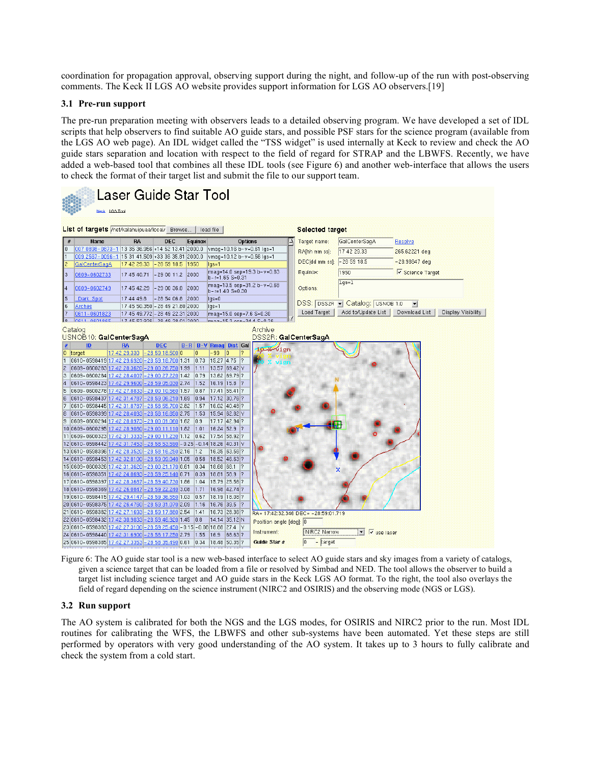coordination for propagation approval, observing support during the night, and follow-up of the run with post-observing comments. The Keck II LGS AO website provides support information for LGS AO observers.[19]

### 3.1 Pre-run support

The pre-run preparation meeting with observers leads to a detailed observing program. We have developed a set of IDL scripts that help observers to find suitable AO guide stars, and possible PSF stars for the science program (available from the LGS AO web page). An IDL widget called the "TSS widget" is used internally at Keck to review and check the AO guide stars separation and location with respect to the field of regard for STRAP and the LBWFS. Recently, we have added a web-based tool that combines all these IDL tools (see Figure 6) and another web-interface that allows the users to check the format of their target list and submit the file to our support team.

Figure 6: The AO guide star tool is a new web-based interface to select AO guide stars and sky images from a variety of catalogs, given a science target that can be loaded from a file or resolved by Simbad and NED. The tool allows the observer to build a target list including science target and AO guide stars in the Keck LGS AO format. To the right, the tool also overlays the field of regard depending on the science instrument (NIRC2 and OSIRIS) and the observing mode (NGS or LGS).

### 3.2 Run support

The AO system is calibrated for both the NGS and the LGS modes, for OSIRIS and NIRC2 prior to the run. Most IDL routines for calibrating the WFS, the LBWFS and other sub-systems have been automated. Yet these steps are still performed by operators with very good understanding of the AO system. It takes up to 3 hours to fully calibrate and check the system from a cold start.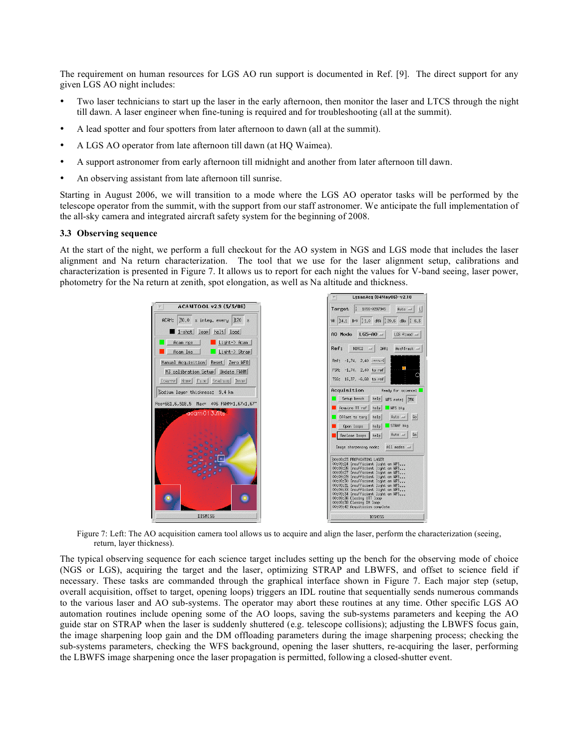The requirement on human resources for LGS AO run support is documented in Ref. [9]. The direct support for any given LGS AO night includes:

- Two laser technicians to start up the laser in the early afternoon, then monitor the laser and LTCS through the night till dawn. A laser engineer when fine-tuning is required and for troubleshooting (all at the summit).
- A lead spotter and four spotters from later afternoon to dawn (all at the summit).
- A LGS AO operator from late afternoon till dawn (at HQ Waimea).
- A support astronomer from early afternoon till midnight and another from later afternoon till dawn.
- An observing assistant from late afternoon till sunrise.

Starting in August 2006, we will transition to a mode where the LGS AO operator tasks will be performed by the telescope operator from the summit, with the support from our staff astronomer. We anticipate the full implementation of the all-sky camera and integrated aircraft safety system for the beginning of 2008.

### 3.3 Observing sequence

At the start of the night, we perform a full checkout for the AO system in NGS and LGS mode that includes the laser alignment and Na return characterization. The tool that we use for the laser alignment setup, calibrations and characterization is presented in Figure 7. It allows us to report for each night the values for V-band seeing, laser power, photometry for the Na return at zenith, spot elongation, as well as Na altitude and thickness.

Figure 7: Left: The AO acquisition camera tool allows us to acquire and align the laser, perform the characterization (seeing, return, layer thickness).

The typical observing sequence for each science target includes setting up the bench for the observing mode of choice (NGS or LGS), acquiring the target and the laser, optimizing STRAP and LBWFS, and offset to science field if necessary. These tasks are commanded through the graphical interface shown in Figure 7. Each major step (setup, overall acquisition, offset to target, opening loops) triggers an IDL routine that sequentially sends numerous commands to the various laser and AO sub-systems. The operator may abort these routines at any time. Other specific LGS AO automation routines include opening some of the AO loops, saving the sub-systems parameters and keeping the AO guide star on STRAP when the laser is suddenly shuttered (e.g. telescope collisions); adjusting the LBWFS focus gain, the image sharpening loop gain and the DM offloading parameters during the image sharpening process; checking the sub-systems parameters, checking the WFS background, opening the laser shutters, re-acquiring the laser, performing the LBWFS image sharpening once the laser propagation is permitted, following a closed-shutter event.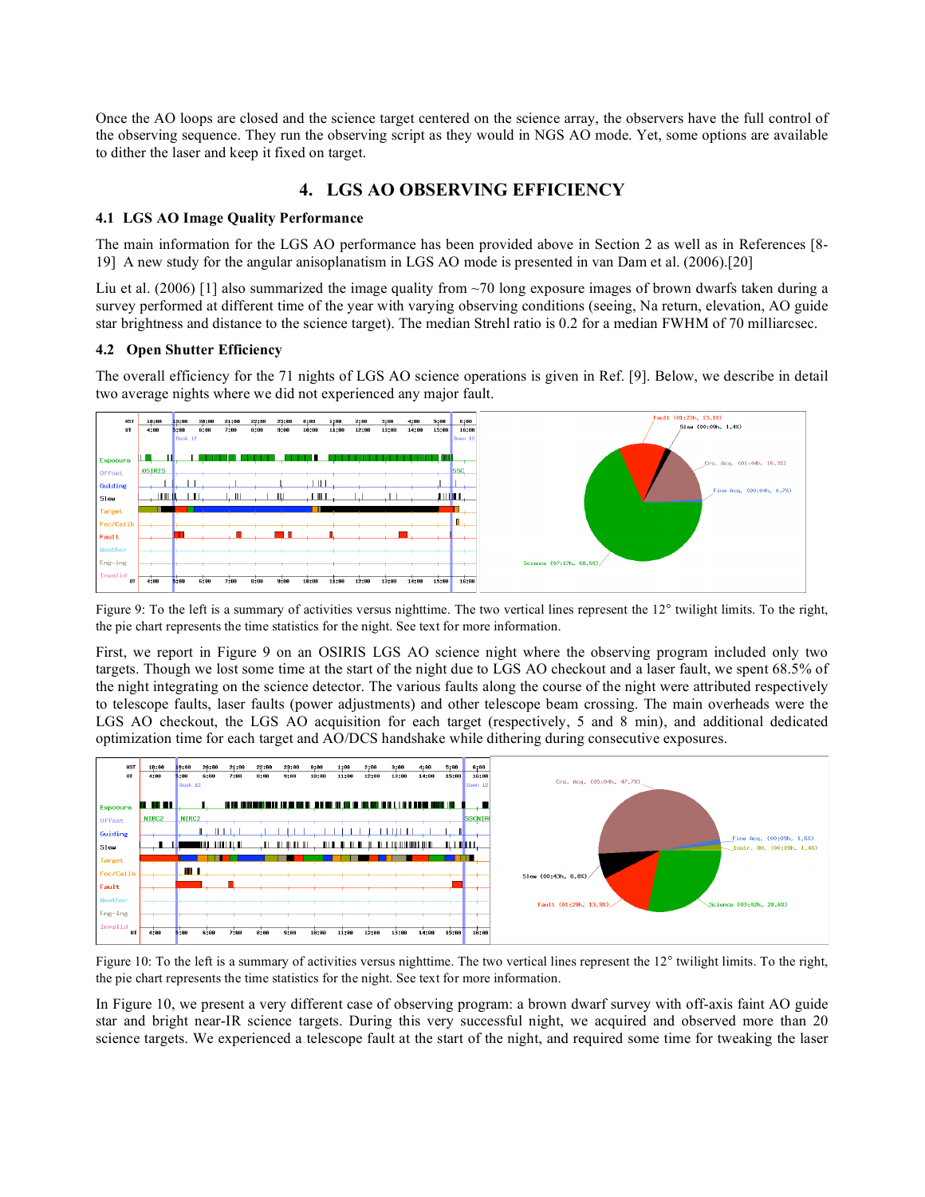Once the AO loops are closed and the science target centered on the science array, the observers have the full control of the observing sequence. They run the observing script as they would in NGS AO mode. Yet, some options are available to dither the laser and keep it fixed on target.

## 4. LGS AO OBSERVING EFFICIENCY

### 4.1 LGS AO Image Quality Performance

The main information for the LGS AO performance has been provided above in Section 2 as well as in References [8-19] A new study for the angular anisoplanatism in LGS AO mode is presented in van Dam et al. (2006).[20]

Liu et al. (2006) [1] also summarized the image quality from ~70 long exposure images of brown dwarfs taken during a survey performed at different time of the year with varying observing conditions (seeing, Na return, elevation, AO guide star brightness and distance to the science target). The median Strehl ratio is 0.2 for a median FWHM of 70 milliarcsec.

### 4.2 Open Shutter Efficiency

The overall efficiency for the 71 nights of LGS AO science operations is given in Ref. [9]. Below, we describe in detail two average nights where we did not experienced any major fault.

Figure 9: To the left is a summary of activities versus nighttime. The two vertical lines represent the 12° twilight limits. To the right, the pie chart represents the time statistics for the night. See text for more information.

First, we report in Figure 9 on an OSIRIS LGS AO science night where the observing program included only two targets. Though we lost some time at the start of the night due to LGS AO checkout and a laser fault, we spent 68.5% of the night integrating on the science detector. The various faults along the course of the night were attributed respectively to telescope faults, laser faults (power adjustments) and other telescope beam crossing. The main overheads were the LGS AO checkout, the LGS AO acquisition for each target (respectively, 5 and 8 min), and additional dedicated optimization time for each target and AO/DCS handshake while dithering during consecutive exposures.

Figure 10: To the left is a summary of activities versus nighttime. The two vertical lines represent the 12° twilight limits. To the right, the pie chart represents the time statistics for the night. See text for more information.

In Figure 10, we present a very different case of observing program: a brown dwarf survey with off-axis faint AO guide star and bright near-IR science targets. During this very successful night, we acquired and observed more than 20 science targets. We experienced a telescope fault at the start of the night, and required some time for tweaking the laser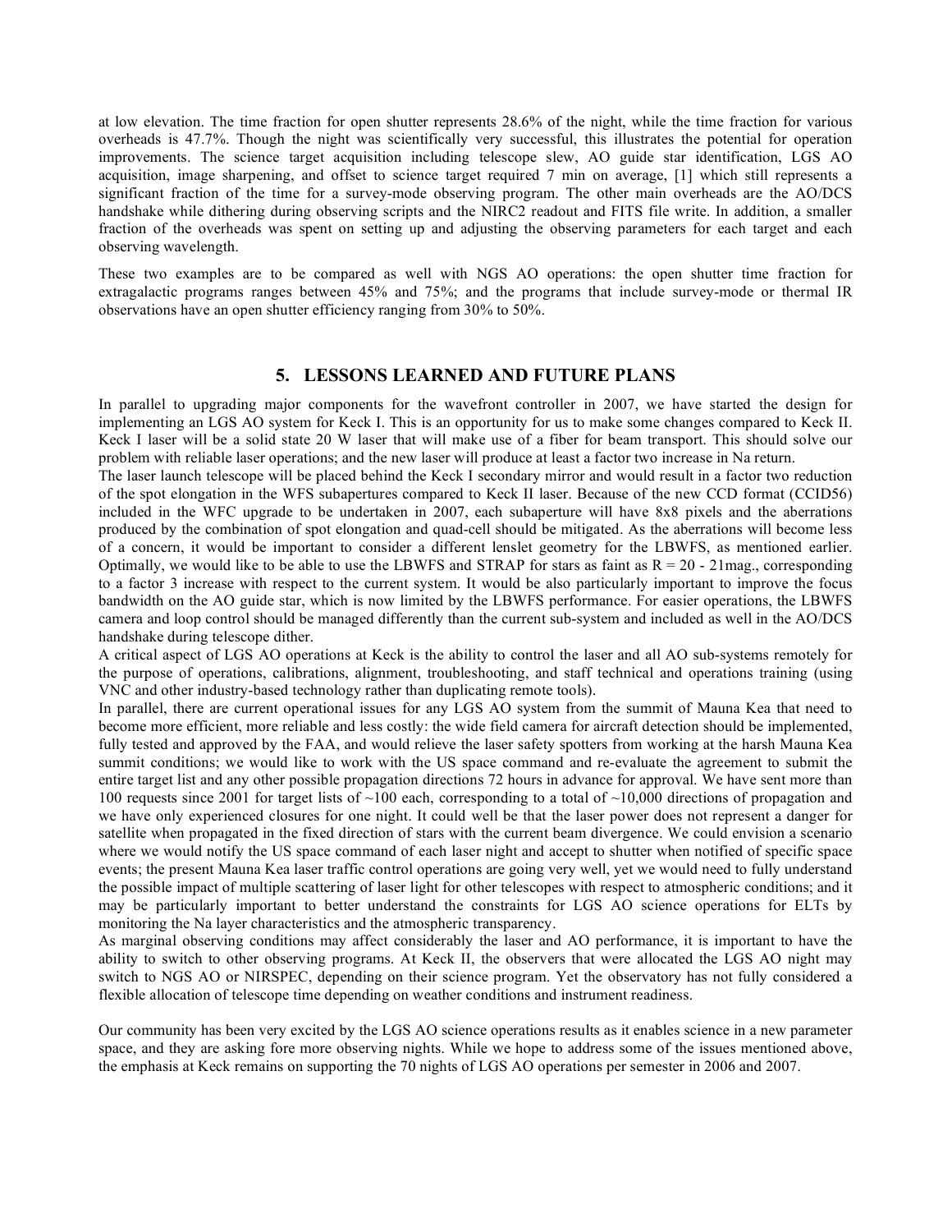at low elevation. The time fraction for open shutter represents 28.6% of the night, while the time fraction for various overheads is 47.7%. Though the night was scientifically very successful, this illustrates the potential for operation improvements. The science target acquisition including telescope slew, AO guide star identification, LGS AO acquisition, image sharpening, and offset to science target required 7 min on average, [1] which still represents a significant fraction of the time for a survey-mode observing program. The other main overheads are the AO/DCS handshake while dithering during observing scripts and the NIRC2 readout and FITS file write. In addition, a smaller fraction of the overheads was spent on setting up and adjusting the observing parameters for each target and each observing wavelength.

These two examples are to be compared as well with NGS AO operations: the open shutter time fraction for extragalactic programs ranges between 45% and 75%; and the programs that include survey-mode or thermal IR observations have an open shutter efficiency ranging from 30% to 50%.

## 5. LESSONS LEARNED AND FUTURE PLANS

In parallel to upgrading major components for the wavefront controller in 2007, we have started the design for implementing an LGS AO system for Keck I. This is an opportunity for us to make some changes compared to Keck II. Keck I laser will be a solid state 20 W laser that will make use of a fiber for beam transport. This should solve our problem with reliable laser operations; and the new laser will produce at least a factor two increase in Na return.

The laser launch telescope will be placed behind the Keck I secondary mirror and would result in a factor two reduction of the spot elongation in the WFS subapertures compared to Keck II laser. Because of the new CCD format (CCID56) included in the WFC upgrade to be undertaken in 2007, each subaperture will have 8x8 pixels and the aberrations produced by the combination of spot elongation and quad-cell should be mitigated. As the aberrations will become less of a concern, it would be important to consider a different lenslet geometry for the LBWFS, as mentioned earlier. Optimally, we would like to be able to use the LBWFS and STRAP for stars as faint as R = 20 - 21mag., corresponding to a factor 3 increase with respect to the current system. It would be also particularly important to improve the focus bandwidth on the AO guide star, which is now limited by the LBWFS performance. For easier operations, the LBWFS camera and loop control should be managed differently than the current sub-system and included as well in the AO/DCS handshake during telescope dither.

A critical aspect of LGS AO operations at Keck is the ability to control the laser and all AO sub-systems remotely for the purpose of operations, calibrations, alignment, troubleshooting, and staff technical and operations training (using VNC and other industry-based technology rather than duplicating remote tools).

In parallel, there are current operational issues for any LGS AO system from the summit of Mauna Kea that need to become more efficient, more reliable and less costly: the wide field camera for aircraft detection should be implemented, fully tested and approved by the FAA, and would relieve the laser safety spotters from working at the harsh Mauna Kea summit conditions; we would like to work with the US space command and re-evaluate the agreement to submit the entire target list and any other possible propagation directions 72 hours in advance for approval. We have sent more than 100 requests since 2001 for target lists of ~100 each, corresponding to a total of ~10,000 directions of propagation and we have only experienced closures for one night. It could well be that the laser power does not represent a danger for satellite when propagated in the fixed direction of stars with the current beam divergence. We could envision a scenario where we would notify the US space command of each laser night and accept to shutter when notified of specific space events; the present Mauna Kea laser traffic control operations are going very well, yet we would need to fully understand the possible impact of multiple scattering of laser light for other telescopes with respect to atmospheric conditions; and it may be particularly important to better understand the constraints for LGS AO science operations for ELTs by monitoring the Na layer characteristics and the atmospheric transparency.

As marginal observing conditions may affect considerably the laser and AO performance, it is important to have the ability to switch to other observing programs. At Keck II, the observers that were allocated the LGS AO night may switch to NGS AO or NIRSPEC, depending on their science program. Yet the observatory has not fully considered a flexible allocation of telescope time depending on weather conditions and instrument readiness.

Our community has been very excited by the LGS AO science operations results as it enables science in a new parameter space, and they are asking fore more observing nights. While we hope to address some of the issues mentioned above, the emphasis at Keck remains on supporting the 70 nights of LGS AO operations per semester in 2006 and 2007.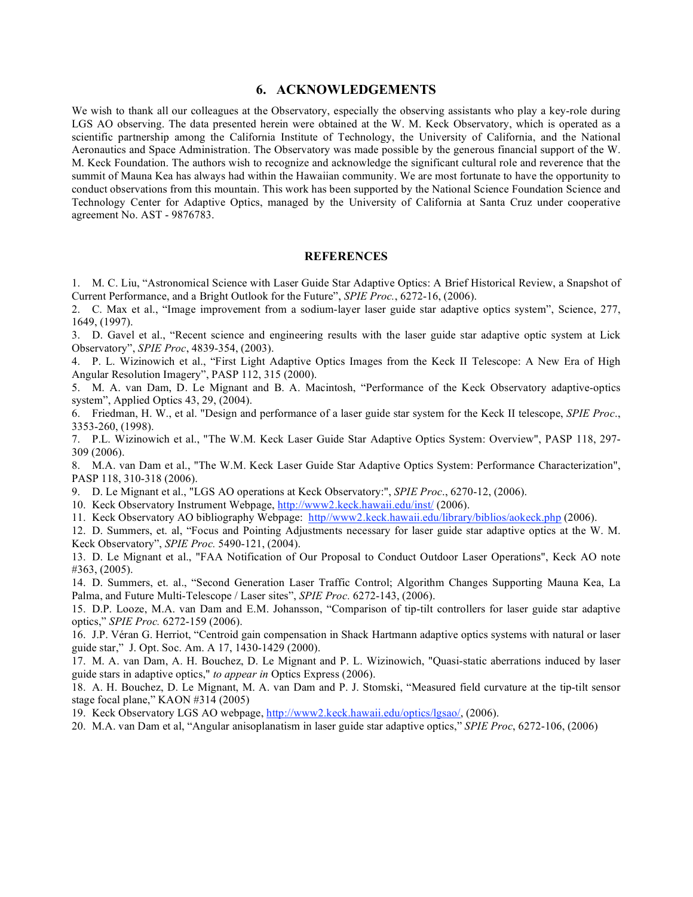## 6. ACKNOWLEDGEMENTS

We wish to thank all our colleagues at the Observatory, especially the observing assistants who play a key-role during LGS AO observing. The data presented herein were obtained at the W. M. Keck Observatory, which is operated as a scientific partnership among the California Institute of Technology, the University of California, and the National Aeronautics and Space Administration. The Observatory was made possible by the generous financial support of the W. M. Keck Foundation. The authors wish to recognize and acknowledge the significant cultural role and reverence that the summit of Mauna Kea has always had within the Hawaiian community. We are most fortunate to have the opportunity to conduct observations from this mountain. This work has been supported by the National Science Foundation Science and Technology Center for Adaptive Optics, managed by the University of California at Santa Cruz under cooperative agreement No. AST - 9876783.

## REFERENCES

1. M. C. Liu, "Astronomical Science with Laser Guide Star Adaptive Optics: A Brief Historical Review, a Snapshot of Current Performance, and a Bright Outlook for the Future", *SPIE Proc.*, 6272-16, (2006).
2. C. Max et al., "Image improvement from a sodium-layer laser guide star adaptive optics system", Science, 277, 1649, (1997).
3. D. Gavel et al., "Recent science and engineering results with the laser guide star adaptive optic system at Lick Observatory", *SPIE Proc*, 4839-354, (2003).
4. P. L. Wizinowich et al., "First Light Adaptive Optics Images from the Keck II Telescope: A New Era of High Angular Resolution Imagery", PASP 112, 315 (2000).
5. M. A. van Dam, D. Le Mignant and B. A. Macintosh, "Performance of the Keck Observatory adaptive-optics system", Applied Optics 43, 29, (2004).
6. Friedman, H. W., et al. "Design and performance of a laser guide star system for the Keck II telescope, *SPIE Proc*., 3353-260, (1998).
7. P.L. Wizinowich et al., "The W.M. Keck Laser Guide Star Adaptive Optics System: Overview", PASP 118, 297-309 (2006).
8. M.A. van Dam et al., "The W.M. Keck Laser Guide Star Adaptive Optics System: Performance Characterization", PASP 118, 310-318 (2006).
9. D. Le Mignant et al., "LGS AO operations at Keck Observatory:", *SPIE Proc*., 6270-12, (2006).
10. Keck Observatory Instrument Webpage, http://www2.keck.hawaii.edu/inst/ (2006).
11. Keck Observatory AO bibliography Webpage: http//www2.keck.hawaii.edu/library/biblios/aokeck.php (2006).
12. D. Summers, et. al, "Focus and Pointing Adjustments necessary for laser guide star adaptive optics at the W. M. Keck Observatory", *SPIE Proc.* 5490-121, (2004).
13. D. Le Mignant et al., "FAA Notification of Our Proposal to Conduct Outdoor Laser Operations", Keck AO note #363, (2005).
14. D. Summers, et. al., "Second Generation Laser Traffic Control; Algorithm Changes Supporting Mauna Kea, La Palma, and Future Multi-Telescope / Laser sites", *SPIE Proc.* 6272-143, (2006).
15. D.P. Looze, M.A. van Dam and E.M. Johansson, "Comparison of tip-tilt controllers for laser guide star adaptive optics," *SPIE Proc.* 6272-159 (2006).
16. J.P. Véran G. Herriot, "Centroid gain compensation in Shack Hartmann adaptive optics systems with natural or laser guide star," J. Opt. Soc. Am. A 17, 1430-1429 (2000).
17. M. A. van Dam, A. H. Bouchez, D. Le Mignant and P. L. Wizinowich, "Quasi-static aberrations induced by laser guide stars in adaptive optics," *to appear in* Optics Express (2006).
18. A. H. Bouchez, D. Le Mignant, M. A. van Dam and P. J. Stomski, "Measured field curvature at the tip-tilt sensor stage focal plane," KAON #314 (2005)
19. Keck Observatory LGS AO webpage, http://www2.keck.hawaii.edu/optics/lgsao/, (2006).
20. M.A. van Dam et al, "Angular anisoplanatism in laser guide star adaptive optics," *SPIE Proc*, 6272-106, (2006)